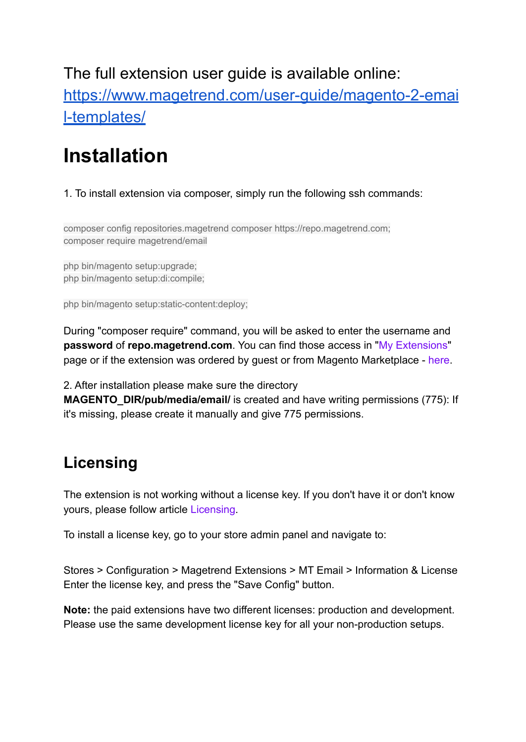The full extension user guide is available online: [https://www.magetrend.com/user-guide/magento-2-email-templates/](https://www.magetrend.com/user-guide/magento-2-email-templates/)

# Installation

1. To install extension via composer, simply run the following ssh commands:

```
composer config repositories.magetrend composer https://repo.magetrend.com;
composer require magetrend/email

php bin/magento setup:upgrade;
php bin/magento setup:di:compile;

php bin/magento setup:static-content:deploy;
```

During "composer require" command, you will be asked to enter the username and **password** of **repo.magetrend.com**. You can find those access in "My Extensions" page or if the extension was ordered by guest or from Magento Marketplace - here.

2. After installation please make sure the directory **MAGENTO_DIR/pub/media/email/** is created and have writing permissions (775): If it's missing, please create it manually and give 775 permissions.

## Licensing

The extension is not working without a license key. If you don't have it or don't know yours, please follow article Licensing.

To install a license key, go to your store admin panel and navigate to:

Stores > Configuration > Magetrend Extensions > MT Email > Information & License
Enter the license key, and press the "Save Config" button.

**Note:** the paid extensions have two different licenses: production and development. Please use the same development license key for all your non-production setups.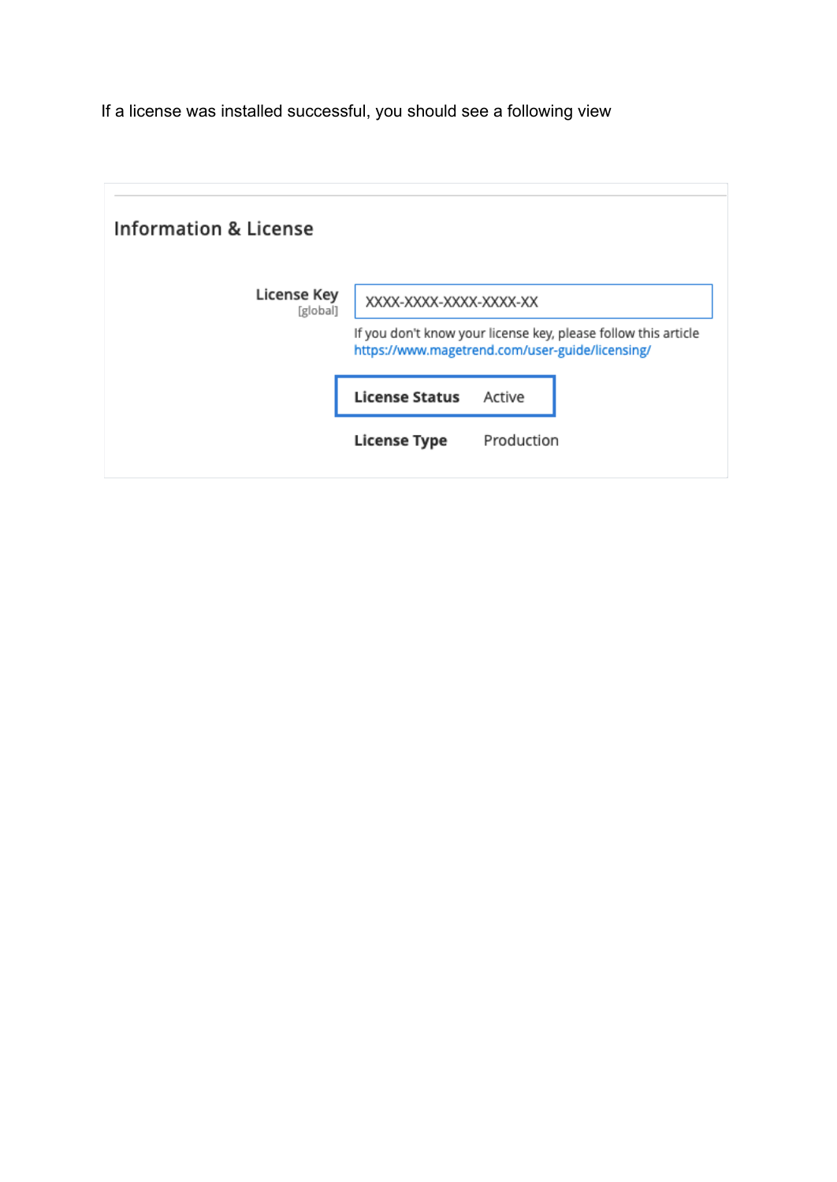If a license was installed successful, you should see a following view

## Information & License

License Key
[global]

XXXX-XXXX-XXXX-XXXX-XX

If you don't know your license key, please follow this article
https://www.magetrend.com/user-guide/licensing/

**License Status** Active

**License Type** Production